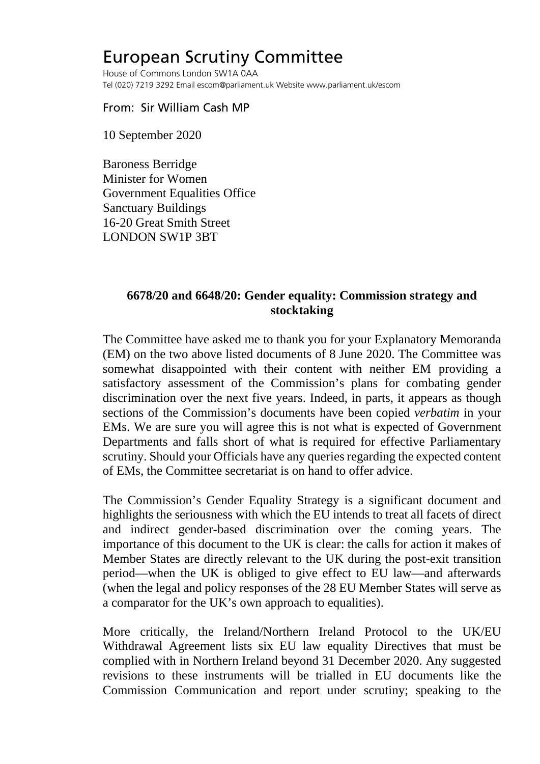# European Scrutiny Committee

House of Commons London SW1A 0AA
Tel (020) 7219 3292 Email escom@parliament.uk Website www.parliament.uk/escom

From: Sir William Cash MP

10 September 2020

Baroness Berridge
Minister for Women
Government Equalities Office
Sanctuary Buildings
16-20 Great Smith Street
LONDON SW1P 3BT

**6678/20 and 6648/20: Gender equality: Commission strategy and stocktaking**

The Committee have asked me to thank you for your Explanatory Memoranda (EM) on the two above listed documents of 8 June 2020. The Committee was somewhat disappointed with their content with neither EM providing a satisfactory assessment of the Commission's plans for combating gender discrimination over the next five years. Indeed, in parts, it appears as though sections of the Commission's documents have been copied *verbatim* in your EMs. We are sure you will agree this is not what is expected of Government Departments and falls short of what is required for effective Parliamentary scrutiny. Should your Officials have any queries regarding the expected content of EMs, the Committee secretariat is on hand to offer advice.

The Commission's Gender Equality Strategy is a significant document and highlights the seriousness with which the EU intends to treat all facets of direct and indirect gender-based discrimination over the coming years. The importance of this document to the UK is clear: the calls for action it makes of Member States are directly relevant to the UK during the post-exit transition period—when the UK is obliged to give effect to EU law—and afterwards (when the legal and policy responses of the 28 EU Member States will serve as a comparator for the UK's own approach to equalities).

More critically, the Ireland/Northern Ireland Protocol to the UK/EU Withdrawal Agreement lists six EU law equality Directives that must be complied with in Northern Ireland beyond 31 December 2020. Any suggested revisions to these instruments will be trialled in EU documents like the Commission Communication and report under scrutiny; speaking to the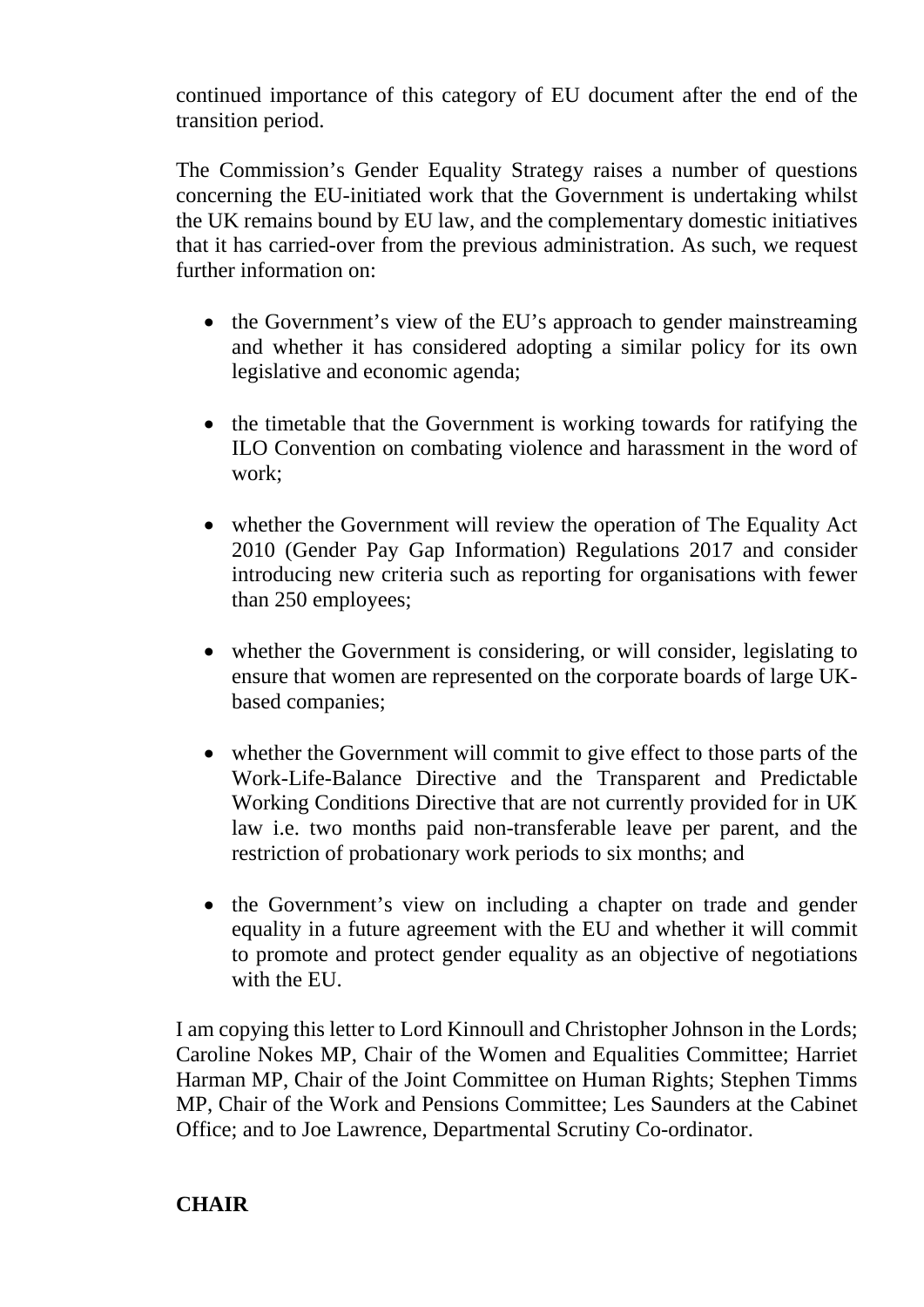continued importance of this category of EU document after the end of the transition period.

The Commission's Gender Equality Strategy raises a number of questions concerning the EU-initiated work that the Government is undertaking whilst the UK remains bound by EU law, and the complementary domestic initiatives that it has carried-over from the previous administration. As such, we request further information on:

- the Government's view of the EU's approach to gender mainstreaming and whether it has considered adopting a similar policy for its own legislative and economic agenda;
- the timetable that the Government is working towards for ratifying the ILO Convention on combating violence and harassment in the word of work;
- whether the Government will review the operation of The Equality Act 2010 (Gender Pay Gap Information) Regulations 2017 and consider introducing new criteria such as reporting for organisations with fewer than 250 employees;
- whether the Government is considering, or will consider, legislating to ensure that women are represented on the corporate boards of large UK-based companies;
- whether the Government will commit to give effect to those parts of the Work-Life-Balance Directive and the Transparent and Predictable Working Conditions Directive that are not currently provided for in UK law i.e. two months paid non-transferable leave per parent, and the restriction of probationary work periods to six months; and
- the Government's view on including a chapter on trade and gender equality in a future agreement with the EU and whether it will commit to promote and protect gender equality as an objective of negotiations with the EU.

I am copying this letter to Lord Kinnoull and Christopher Johnson in the Lords; Caroline Nokes MP, Chair of the Women and Equalities Committee; Harriet Harman MP, Chair of the Joint Committee on Human Rights; Stephen Timms MP, Chair of the Work and Pensions Committee; Les Saunders at the Cabinet Office; and to Joe Lawrence, Departmental Scrutiny Co-ordinator.

**CHAIR**